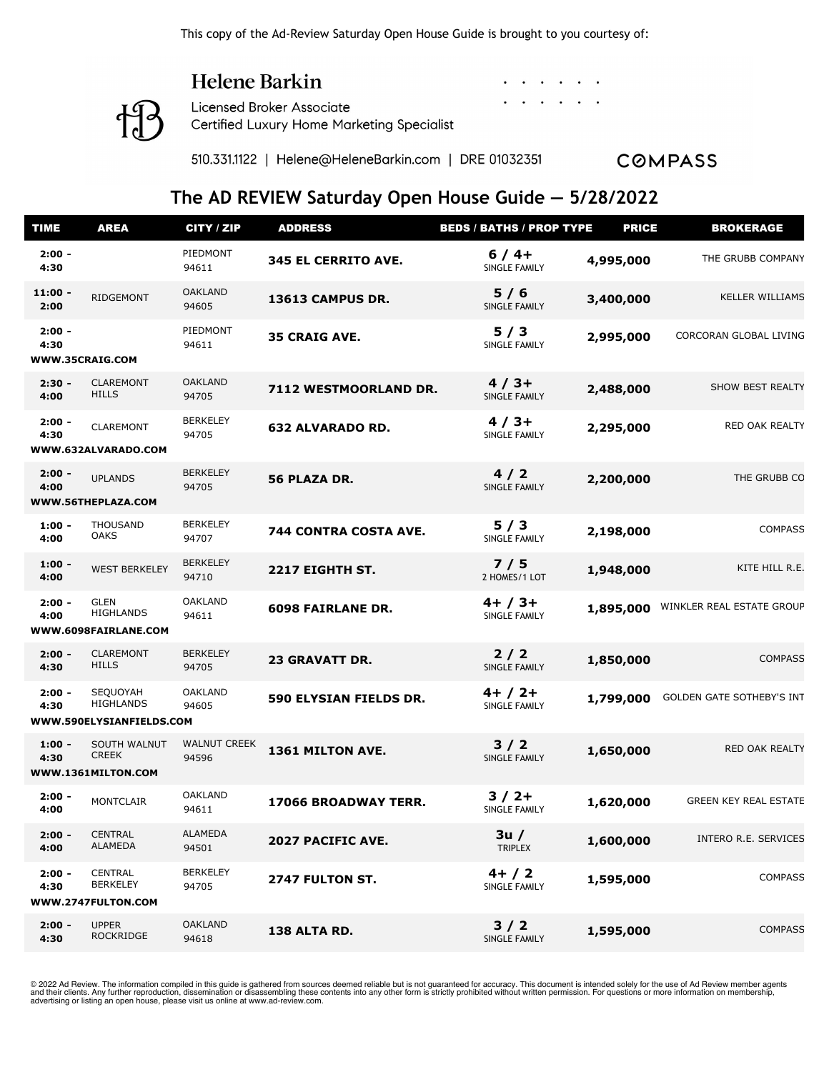This copy of the Ad-Review Saturday Open House Guide is brought to you courtesy of:

**Helene Barkin**

Licensed Broker Associate
Certified Luxury Home Marketing Specialist

510.331.1122 | Helene@HeleneBarkin.com | DRE 01032351

COMPASS

## The AD REVIEW Saturday Open House Guide — 5/28/2022

| TIME | AREA | CITY / ZIP | ADDRESS | BEDS / BATHS / PROP TYPE | PRICE | BROKERAGE |
|---|---|---|---|---|---|---|
| 2:00 - 4:30 | | PIEDMONT 94611 | **345 EL CERRITO AVE.** | 6 / 4+ SINGLE FAMILY | 4,995,000 | THE GRUBB COMPANY |
| 11:00 - 2:00 | RIDGEMONT | OAKLAND 94605 | **13613 CAMPUS DR.** | 5 / 6 SINGLE FAMILY | 3,400,000 | KELLER WILLIAMS |
| 2:00 - 4:30 WWW.35CRAIG.COM | | PIEDMONT 94611 | **35 CRAIG AVE.** | 5 / 3 SINGLE FAMILY | 2,995,000 | CORCORAN GLOBAL LIVING |
| 2:30 - 4:00 | CLAREMONT HILLS | OAKLAND 94705 | **7112 WESTMOORLAND DR.** | 4 / 3+ SINGLE FAMILY | 2,488,000 | SHOW BEST REALTY |
| 2:00 - 4:30 WWW.632ALVARADO.COM | CLAREMONT | BERKELEY 94705 | **632 ALVARADO RD.** | 4 / 3+ SINGLE FAMILY | 2,295,000 | RED OAK REALTY |
| 2:00 - 4:00 WWW.56THEPLAZA.COM | UPLANDS | BERKELEY 94705 | **56 PLAZA DR.** | 4 / 2 SINGLE FAMILY | 2,200,000 | THE GRUBB CO |
| 1:00 - 4:00 | THOUSAND OAKS | BERKELEY 94707 | **744 CONTRA COSTA AVE.** | 5 / 3 SINGLE FAMILY | 2,198,000 | COMPASS |
| 1:00 - 4:00 | WEST BERKELEY | BERKELEY 94710 | **2217 EIGHTH ST.** | 7 / 5 2 HOMES/1 LOT | 1,948,000 | KITE HILL R.E. |
| 2:00 - 4:00 WWW.6098FAIRLANE.COM | GLEN HIGHLANDS | OAKLAND 94611 | **6098 FAIRLANE DR.** | 4+ / 3+ SINGLE FAMILY | 1,895,000 | WINKLER REAL ESTATE GROUP |
| 2:00 - 4:30 | CLAREMONT HILLS | BERKELEY 94705 | **23 GRAVATT DR.** | 2 / 2 SINGLE FAMILY | 1,850,000 | COMPASS |
| 2:00 - 4:30 WWW.590ELYSIANFIELDS.COM | SEQUOYAH HIGHLANDS | OAKLAND 94605 | **590 ELYSIAN FIELDS DR.** | 4+ / 2+ SINGLE FAMILY | 1,799,000 | GOLDEN GATE SOTHEBY'S INT |
| 1:00 - 4:30 WWW.1361MILTON.COM | SOUTH WALNUT CREEK | WALNUT CREEK 94596 | **1361 MILTON AVE.** | 3 / 2 SINGLE FAMILY | 1,650,000 | RED OAK REALTY |
| 2:00 - 4:00 | MONTCLAIR | OAKLAND 94611 | **17066 BROADWAY TERR.** | 3 / 2+ SINGLE FAMILY | 1,620,000 | GREEN KEY REAL ESTATE |
| 2:00 - 4:00 | CENTRAL ALAMEDA | ALAMEDA 94501 | **2027 PACIFIC AVE.** | 3u / TRIPLEX | 1,600,000 | INTERO R.E. SERVICES |
| 2:00 - 4:30 WWW.2747FULTON.COM | CENTRAL BERKELEY | BERKELEY 94705 | **2747 FULTON ST.** | 4+ / 2 SINGLE FAMILY | 1,595,000 | COMPASS |
| 2:00 - 4:30 | UPPER ROCKRIDGE | OAKLAND 94618 | **138 ALTA RD.** | 3 / 2 SINGLE FAMILY | 1,595,000 | COMPASS |

© 2022 Ad Review. The information compiled in this guide is gathered from sources deemed reliable but is not guaranteed for accuracy. This document is intended solely for the use of Ad Review member agents and their clients. Any further reproduction, dissemination or disassembling these contents into any other form is strictly prohibited without written permission. For questions or more information on membership, advertising or listing an open house, please visit us online at www.ad-review.com.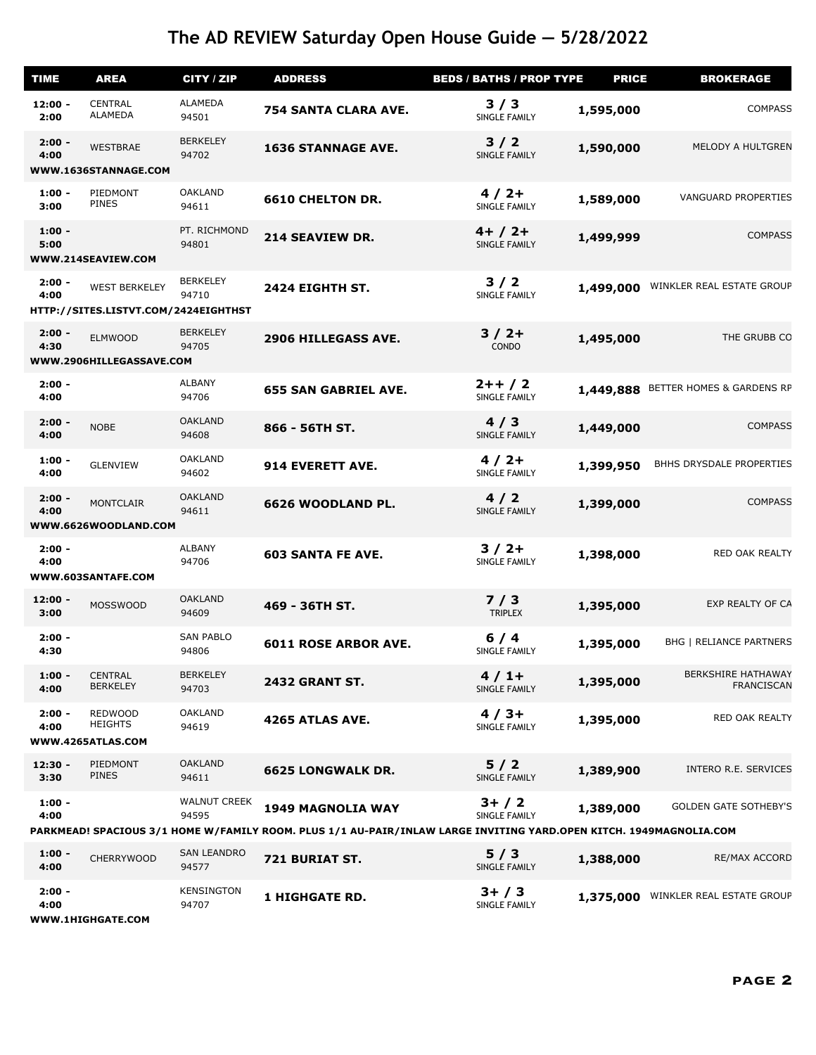# The AD REVIEW Saturday Open House Guide — 5/28/2022

| TIME | AREA | CITY / ZIP | ADDRESS | BEDS / BATHS / PROP TYPE | PRICE | BROKERAGE |
|---|---|---|---|---|---|---|
| 12:00 - 2:00 | CENTRAL ALAMEDA | ALAMEDA 94501 | **754 SANTA CLARA AVE.** | **3 / 3** SINGLE FAMILY | **1,595,000** | COMPASS |
| 2:00 - 4:00 | WESTBRAE | BERKELEY 94702 | **1636 STANNAGE AVE.** | **3 / 2** SINGLE FAMILY | **1,590,000** | MELODY A HULTGREN |
| **WWW.1636STANNAGE.COM** | | | | | | |
| 1:00 - 3:00 | PIEDMONT PINES | OAKLAND 94611 | **6610 CHELTON DR.** | **4 / 2+** SINGLE FAMILY | **1,589,000** | VANGUARD PROPERTIES |
| 1:00 - 5:00 | | PT. RICHMOND 94801 | **214 SEAVIEW DR.** | **4+ / 2+** SINGLE FAMILY | **1,499,999** | COMPASS |
| **WWW.214SEAVIEW.COM** | | | | | | |
| 2:00 - 4:00 | WEST BERKELEY | BERKELEY 94710 | **2424 EIGHTH ST.** | **3 / 2** SINGLE FAMILY | **1,499,000** | WINKLER REAL ESTATE GROUP |
| **HTTP://SITES.LISTVT.COM/2424EIGHTHST** | | | | | | |
| 2:00 - 4:30 | ELMWOOD | BERKELEY 94705 | **2906 HILLEGASS AVE.** | **3 / 2+** CONDO | **1,495,000** | THE GRUBB CO |
| **WWW.2906HILLEGASSAVE.COM** | | | | | | |
| 2:00 - 4:00 | | ALBANY 94706 | **655 SAN GABRIEL AVE.** | **2++ / 2** SINGLE FAMILY | **1,449,888** | BETTER HOMES & GARDENS RP |
| 2:00 - 4:00 | NOBE | OAKLAND 94608 | **866 - 56TH ST.** | **4 / 3** SINGLE FAMILY | **1,449,000** | COMPASS |
| 1:00 - 4:00 | GLENVIEW | OAKLAND 94602 | **914 EVERETT AVE.** | **4 / 2+** SINGLE FAMILY | **1,399,950** | BHHS DRYSDALE PROPERTIES |
| 2:00 - 4:00 | MONTCLAIR | OAKLAND 94611 | **6626 WOODLAND PL.** | **4 / 2** SINGLE FAMILY | **1,399,000** | COMPASS |
| **WWW.6626WOODLAND.COM** | | | | | | |
| 2:00 - 4:00 | | ALBANY 94706 | **603 SANTA FE AVE.** | **3 / 2+** SINGLE FAMILY | **1,398,000** | RED OAK REALTY |
| **WWW.603SANTAFE.COM** | | | | | | |
| 12:00 - 3:00 | MOSSWOOD | OAKLAND 94609 | **469 - 36TH ST.** | **7 / 3** TRIPLEX | **1,395,000** | EXP REALTY OF CA |
| 2:00 - 4:30 | | SAN PABLO 94806 | **6011 ROSE ARBOR AVE.** | **6 / 4** SINGLE FAMILY | **1,395,000** | BHG \| RELIANCE PARTNERS |
| 1:00 - 4:00 | CENTRAL BERKELEY | BERKELEY 94703 | **2432 GRANT ST.** | **4 / 1+** SINGLE FAMILY | **1,395,000** | BERKSHIRE HATHAWAY FRANCISCAN |
| 2:00 - 4:00 | REDWOOD HEIGHTS | OAKLAND 94619 | **4265 ATLAS AVE.** | **4 / 3+** SINGLE FAMILY | **1,395,000** | RED OAK REALTY |
| **WWW.4265ATLAS.COM** | | | | | | |
| 12:30 - 3:30 | PIEDMONT PINES | OAKLAND 94611 | **6625 LONGWALK DR.** | **5 / 2** SINGLE FAMILY | **1,389,900** | INTERO R.E. SERVICES |
| 1:00 - 4:00 | | WALNUT CREEK 94595 | **1949 MAGNOLIA WAY** | **3+ / 2** SINGLE FAMILY | **1,389,000** | GOLDEN GATE SOTHEBY'S |
| **PARKMEAD! SPACIOUS 3/1 HOME W/FAMILY ROOM. PLUS 1/1 AU-PAIR/INLAW LARGE INVITING YARD.OPEN KITCH. 1949MAGNOLIA.COM** | | | | | | |
| 1:00 - 4:00 | CHERRYWOOD | SAN LEANDRO 94577 | **721 BURIAT ST.** | **5 / 3** SINGLE FAMILY | **1,388,000** | RE/MAX ACCORD |
| 2:00 - 4:00 | | KENSINGTON 94707 | **1 HIGHGATE RD.** | **3+ / 3** SINGLE FAMILY | **1,375,000** | WINKLER REAL ESTATE GROUP |
| **WWW.1HIGHGATE.COM** | | | | | | |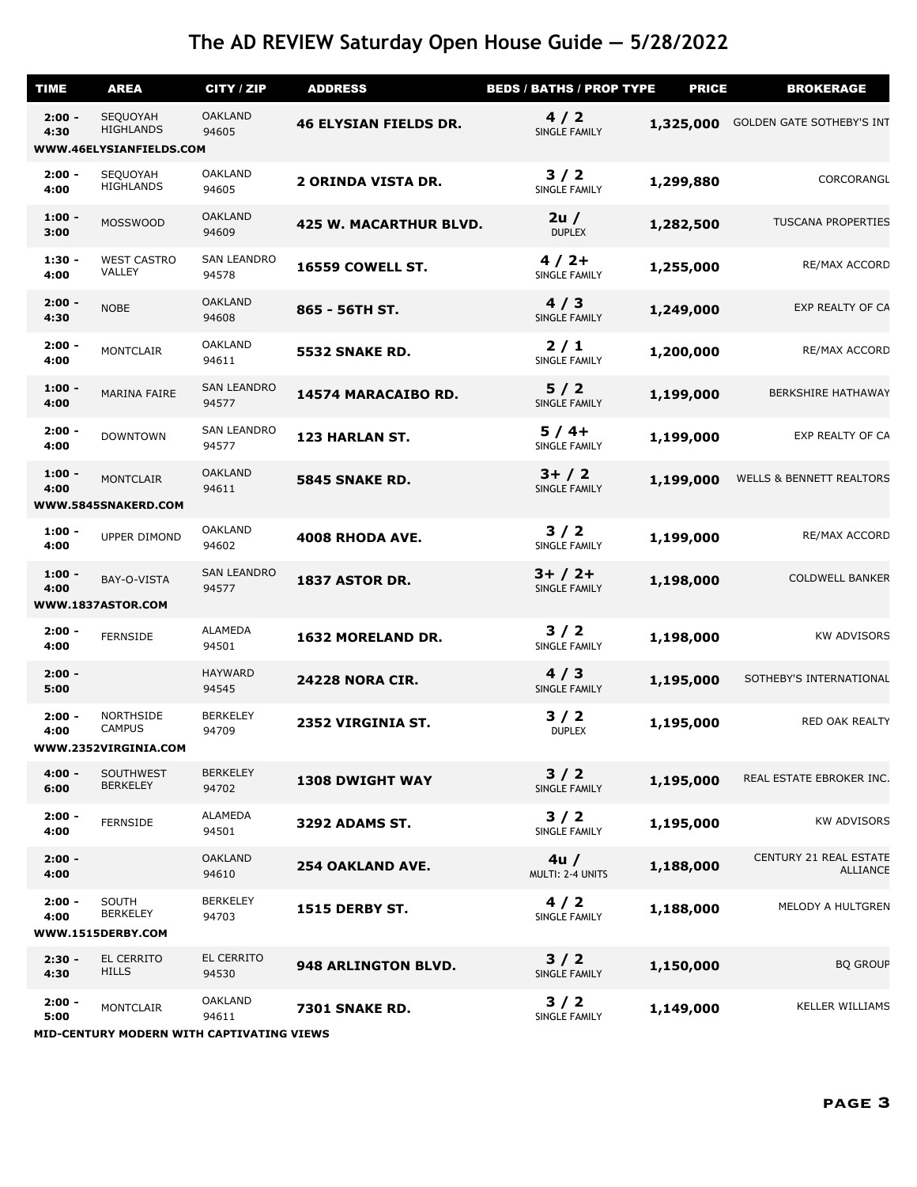# The AD REVIEW Saturday Open House Guide — 5/28/2022

| TIME | AREA | CITY / ZIP | ADDRESS | BEDS / BATHS / PROP TYPE | PRICE | BROKERAGE |
|---|---|---|---|---|---|---|
| 2:00 - 4:30 | SEQUOYAH HIGHLANDS | OAKLAND 94605 | **46 ELYSIAN FIELDS DR.** | **4 / 2** SINGLE FAMILY | **1,325,000** | GOLDEN GATE SOTHEBY'S INT |
| **WWW.46ELYSIANFIELDS.COM** | | | | | | |
| 2:00 - 4:00 | SEQUOYAH HIGHLANDS | OAKLAND 94605 | **2 ORINDA VISTA DR.** | **3 / 2** SINGLE FAMILY | **1,299,880** | CORCORANGL |
| 1:00 - 3:00 | MOSSWOOD | OAKLAND 94609 | **425 W. MACARTHUR BLVD.** | **2u /** DUPLEX | **1,282,500** | TUSCANA PROPERTIES |
| 1:30 - 4:00 | WEST CASTRO VALLEY | SAN LEANDRO 94578 | **16559 COWELL ST.** | **4 / 2+** SINGLE FAMILY | **1,255,000** | RE/MAX ACCORD |
| 2:00 - 4:30 | NOBE | OAKLAND 94608 | **865 - 56TH ST.** | **4 / 3** SINGLE FAMILY | **1,249,000** | EXP REALTY OF CA |
| 2:00 - 4:00 | MONTCLAIR | OAKLAND 94611 | **5532 SNAKE RD.** | **2 / 1** SINGLE FAMILY | **1,200,000** | RE/MAX ACCORD |
| 1:00 - 4:00 | MARINA FAIRE | SAN LEANDRO 94577 | **14574 MARACAIBO RD.** | **5 / 2** SINGLE FAMILY | **1,199,000** | BERKSHIRE HATHAWAY |
| 2:00 - 4:00 | DOWNTOWN | SAN LEANDRO 94577 | **123 HARLAN ST.** | **5 / 4+** SINGLE FAMILY | **1,199,000** | EXP REALTY OF CA |
| 1:00 - 4:00 | MONTCLAIR | OAKLAND 94611 | **5845 SNAKE RD.** | **3+ / 2** SINGLE FAMILY | **1,199,000** | WELLS & BENNETT REALTORS |
| **WWW.5845SNAKERD.COM** | | | | | | |
| 1:00 - 4:00 | UPPER DIMOND | OAKLAND 94602 | **4008 RHODA AVE.** | **3 / 2** SINGLE FAMILY | **1,199,000** | RE/MAX ACCORD |
| 1:00 - 4:00 | BAY-O-VISTA | SAN LEANDRO 94577 | **1837 ASTOR DR.** | **3+ / 2+** SINGLE FAMILY | **1,198,000** | COLDWELL BANKER |
| **WWW.1837ASTOR.COM** | | | | | | |
| 2:00 - 4:00 | FERNSIDE | ALAMEDA 94501 | **1632 MORELAND DR.** | **3 / 2** SINGLE FAMILY | **1,198,000** | KW ADVISORS |
| 2:00 - 5:00 | | HAYWARD 94545 | **24228 NORA CIR.** | **4 / 3** SINGLE FAMILY | **1,195,000** | SOTHEBY'S INTERNATIONAL |
| 2:00 - 4:00 | NORTHSIDE CAMPUS | BERKELEY 94709 | **2352 VIRGINIA ST.** | **3 / 2** DUPLEX | **1,195,000** | RED OAK REALTY |
| **WWW.2352VIRGINIA.COM** | | | | | | |
| 4:00 - 6:00 | SOUTHWEST BERKELEY | BERKELEY 94702 | **1308 DWIGHT WAY** | **3 / 2** SINGLE FAMILY | **1,195,000** | REAL ESTATE EBROKER INC. |
| 2:00 - 4:00 | FERNSIDE | ALAMEDA 94501 | **3292 ADAMS ST.** | **3 / 2** SINGLE FAMILY | **1,195,000** | KW ADVISORS |
| 2:00 - 4:00 | | OAKLAND 94610 | **254 OAKLAND AVE.** | **4u /** MULTI: 2-4 UNITS | **1,188,000** | CENTURY 21 REAL ESTATE ALLIANCE |
| 2:00 - 4:00 | SOUTH BERKELEY | BERKELEY 94703 | **1515 DERBY ST.** | **4 / 2** SINGLE FAMILY | **1,188,000** | MELODY A HULTGREN |
| **WWW.1515DERBY.COM** | | | | | | |
| 2:30 - 4:30 | EL CERRITO HILLS | EL CERRITO 94530 | **948 ARLINGTON BLVD.** | **3 / 2** SINGLE FAMILY | **1,150,000** | BQ GROUP |
| 2:00 - 5:00 | MONTCLAIR | OAKLAND 94611 | **7301 SNAKE RD.** | **3 / 2** SINGLE FAMILY | **1,149,000** | KELLER WILLIAMS |
| **MID-CENTURY MODERN WITH CAPTIVATING VIEWS** | | | | | | |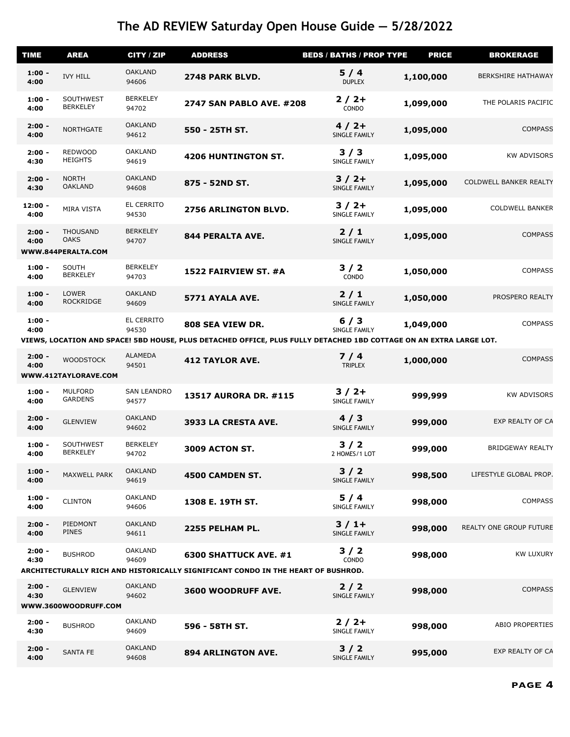# The AD REVIEW Saturday Open House Guide — 5/28/2022

| TIME | AREA | CITY / ZIP | ADDRESS | BEDS / BATHS / PROP TYPE | PRICE | BROKERAGE |
|---|---|---|---|---|---|---|
| 1:00 - 4:00 | IVY HILL | OAKLAND 94606 | **2748 PARK BLVD.** | 5 / 4 DUPLEX | 1,100,000 | BERKSHIRE HATHAWAY |
| 1:00 - 4:00 | SOUTHWEST BERKELEY | BERKELEY 94702 | **2747 SAN PABLO AVE. #208** | 2 / 2+ CONDO | 1,099,000 | THE POLARIS PACIFIC |
| 2:00 - 4:00 | NORTHGATE | OAKLAND 94612 | **550 - 25TH ST.** | 4 / 2+ SINGLE FAMILY | 1,095,000 | COMPASS |
| 2:00 - 4:30 | REDWOOD HEIGHTS | OAKLAND 94619 | **4206 HUNTINGTON ST.** | 3 / 3 SINGLE FAMILY | 1,095,000 | KW ADVISORS |
| 2:00 - 4:30 | NORTH OAKLAND | OAKLAND 94608 | **875 - 52ND ST.** | 3 / 2+ SINGLE FAMILY | 1,095,000 | COLDWELL BANKER REALTY |
| 12:00 - 4:00 | MIRA VISTA | EL CERRITO 94530 | **2756 ARLINGTON BLVD.** | 3 / 2+ SINGLE FAMILY | 1,095,000 | COLDWELL BANKER |
| 2:00 - 4:00 | THOUSAND OAKS | BERKELEY 94707 | **844 PERALTA AVE.** | 2 / 1 SINGLE FAMILY | 1,095,000 | COMPASS |
| WWW.844PERALTA.COM | | | | | | |
| 1:00 - 4:00 | SOUTH BERKELEY | BERKELEY 94703 | **1522 FAIRVIEW ST. #A** | 3 / 2 CONDO | 1,050,000 | COMPASS |
| 1:00 - 4:00 | LOWER ROCKRIDGE | OAKLAND 94609 | **5771 AYALA AVE.** | 2 / 1 SINGLE FAMILY | 1,050,000 | PROSPERO REALTY |
| 1:00 - 4:00 | | EL CERRITO 94530 | **808 SEA VIEW DR.** | 6 / 3 SINGLE FAMILY | 1,049,000 | COMPASS |
| VIEWS, LOCATION AND SPACE! 5BD HOUSE, PLUS DETACHED OFFICE, PLUS FULLY DETACHED 1BD COTTAGE ON AN EXTRA LARGE LOT. | | | | | | |
| 2:00 - 4:00 | WOODSTOCK | ALAMEDA 94501 | **412 TAYLOR AVE.** | 7 / 4 TRIPLEX | 1,000,000 | COMPASS |
| WWW.412TAYLORAVE.COM | | | | | | |
| 1:00 - 4:00 | MULFORD GARDENS | SAN LEANDRO 94577 | **13517 AURORA DR. #115** | 3 / 2+ SINGLE FAMILY | 999,999 | KW ADVISORS |
| 2:00 - 4:00 | GLENVIEW | OAKLAND 94602 | **3933 LA CRESTA AVE.** | 4 / 3 SINGLE FAMILY | 999,000 | EXP REALTY OF CA |
| 1:00 - 4:00 | SOUTHWEST BERKELEY | BERKELEY 94702 | **3009 ACTON ST.** | 3 / 2 2 HOMES/1 LOT | 999,000 | BRIDGEWAY REALTY |
| 1:00 - 4:00 | MAXWELL PARK | OAKLAND 94619 | **4500 CAMDEN ST.** | 3 / 2 SINGLE FAMILY | 998,500 | LIFESTYLE GLOBAL PROP. |
| 1:00 - 4:00 | CLINTON | OAKLAND 94606 | **1308 E. 19TH ST.** | 5 / 4 SINGLE FAMILY | 998,000 | COMPASS |
| 2:00 - 4:00 | PIEDMONT PINES | OAKLAND 94611 | **2255 PELHAM PL.** | 3 / 1+ SINGLE FAMILY | 998,000 | REALTY ONE GROUP FUTURE |
| 2:00 - 4:30 | BUSHROD | OAKLAND 94609 | **6300 SHATTUCK AVE. #1** | 3 / 2 CONDO | 998,000 | KW LUXURY |
| ARCHITECTURALLY RICH AND HISTORICALLY SIGNIFICANT CONDO IN THE HEART OF BUSHROD. | | | | | | |
| 2:00 - 4:30 | GLENVIEW | OAKLAND 94602 | **3600 WOODRUFF AVE.** | 2 / 2 SINGLE FAMILY | 998,000 | COMPASS |
| WWW.3600WOODRUFF.COM | | | | | | |
| 2:00 - 4:30 | BUSHROD | OAKLAND 94609 | **596 - 58TH ST.** | 2 / 2+ SINGLE FAMILY | 998,000 | ABIO PROPERTIES |
| 2:00 - 4:00 | SANTA FE | OAKLAND 94608 | **894 ARLINGTON AVE.** | 3 / 2 SINGLE FAMILY | 995,000 | EXP REALTY OF CA |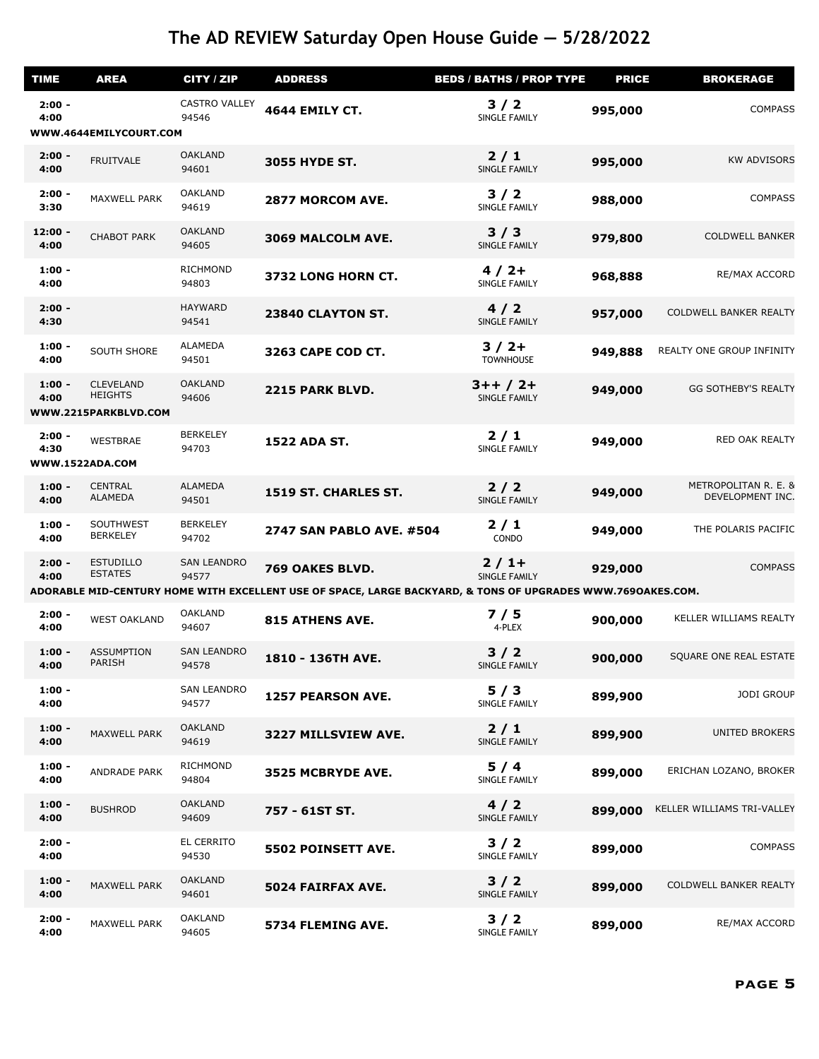# The AD REVIEW Saturday Open House Guide — 5/28/2022

| TIME | AREA | CITY / ZIP | ADDRESS | BEDS / BATHS / PROP TYPE | PRICE | BROKERAGE |
|---|---|---|---|---|---|---|
| 2:00 - 4:00 | | CASTRO VALLEY 94546 | **4644 EMILY CT.** | **3 / 2** SINGLE FAMILY | **995,000** | COMPASS |
| **WWW.4644EMILYCOURT.COM** | | | | | | |
| 2:00 - 4:00 | FRUITVALE | OAKLAND 94601 | **3055 HYDE ST.** | **2 / 1** SINGLE FAMILY | **995,000** | KW ADVISORS |
| 2:00 - 3:30 | MAXWELL PARK | OAKLAND 94619 | **2877 MORCOM AVE.** | **3 / 2** SINGLE FAMILY | **988,000** | COMPASS |
| 12:00 - 4:00 | CHABOT PARK | OAKLAND 94605 | **3069 MALCOLM AVE.** | **3 / 3** SINGLE FAMILY | **979,800** | COLDWELL BANKER |
| 1:00 - 4:00 | | RICHMOND 94803 | **3732 LONG HORN CT.** | **4 / 2+** SINGLE FAMILY | **968,888** | RE/MAX ACCORD |
| 2:00 - 4:30 | | HAYWARD 94541 | **23840 CLAYTON ST.** | **4 / 2** SINGLE FAMILY | **957,000** | COLDWELL BANKER REALTY |
| 1:00 - 4:00 | SOUTH SHORE | ALAMEDA 94501 | **3263 CAPE COD CT.** | **3 / 2+** TOWNHOUSE | **949,888** | REALTY ONE GROUP INFINITY |
| 1:00 - 4:00 | CLEVELAND HEIGHTS | OAKLAND 94606 | **2215 PARK BLVD.** | **3++ / 2+** SINGLE FAMILY | **949,000** | GG SOTHEBY'S REALTY |
| **WWW.2215PARKBLVD.COM** | | | | | | |
| 2:00 - 4:30 | WESTBRAE | BERKELEY 94703 | **1522 ADA ST.** | **2 / 1** SINGLE FAMILY | **949,000** | RED OAK REALTY |
| **WWW.1522ADA.COM** | | | | | | |
| 1:00 - 4:00 | CENTRAL ALAMEDA | ALAMEDA 94501 | **1519 ST. CHARLES ST.** | **2 / 2** SINGLE FAMILY | **949,000** | METROPOLITAN R. E. & DEVELOPMENT INC. |
| 1:00 - 4:00 | SOUTHWEST BERKELEY | BERKELEY 94702 | **2747 SAN PABLO AVE. #504** | **2 / 1** CONDO | **949,000** | THE POLARIS PACIFIC |
| 2:00 - 4:00 | ESTUDILLO ESTATES | SAN LEANDRO 94577 | **769 OAKES BLVD.** | **2 / 1+** SINGLE FAMILY | **929,000** | COMPASS |
| **ADORABLE MID-CENTURY HOME WITH EXCELLENT USE OF SPACE, LARGE BACKYARD, & TONS OF UPGRADES WWW.769OAKES.COM.** | | | | | | |
| 2:00 - 4:00 | WEST OAKLAND | OAKLAND 94607 | **815 ATHENS AVE.** | **7 / 5** 4-PLEX | **900,000** | KELLER WILLIAMS REALTY |
| 1:00 - 4:00 | ASSUMPTION PARISH | SAN LEANDRO 94578 | **1810 - 136TH AVE.** | **3 / 2** SINGLE FAMILY | **900,000** | SQUARE ONE REAL ESTATE |
| 1:00 - 4:00 | | SAN LEANDRO 94577 | **1257 PEARSON AVE.** | **5 / 3** SINGLE FAMILY | **899,900** | JODI GROUP |
| 1:00 - 4:00 | MAXWELL PARK | OAKLAND 94619 | **3227 MILLSVIEW AVE.** | **2 / 1** SINGLE FAMILY | **899,900** | UNITED BROKERS |
| 1:00 - 4:00 | ANDRADE PARK | RICHMOND 94804 | **3525 MCBRYDE AVE.** | **5 / 4** SINGLE FAMILY | **899,000** | ERICHAN LOZANO, BROKER |
| 1:00 - 4:00 | BUSHROD | OAKLAND 94609 | **757 - 61ST ST.** | **4 / 2** SINGLE FAMILY | **899,000** | KELLER WILLIAMS TRI-VALLEY |
| 2:00 - 4:00 | | EL CERRITO 94530 | **5502 POINSETT AVE.** | **3 / 2** SINGLE FAMILY | **899,000** | COMPASS |
| 1:00 - 4:00 | MAXWELL PARK | OAKLAND 94601 | **5024 FAIRFAX AVE.** | **3 / 2** SINGLE FAMILY | **899,000** | COLDWELL BANKER REALTY |
| 2:00 - 4:00 | MAXWELL PARK | OAKLAND 94605 | **5734 FLEMING AVE.** | **3 / 2** SINGLE FAMILY | **899,000** | RE/MAX ACCORD |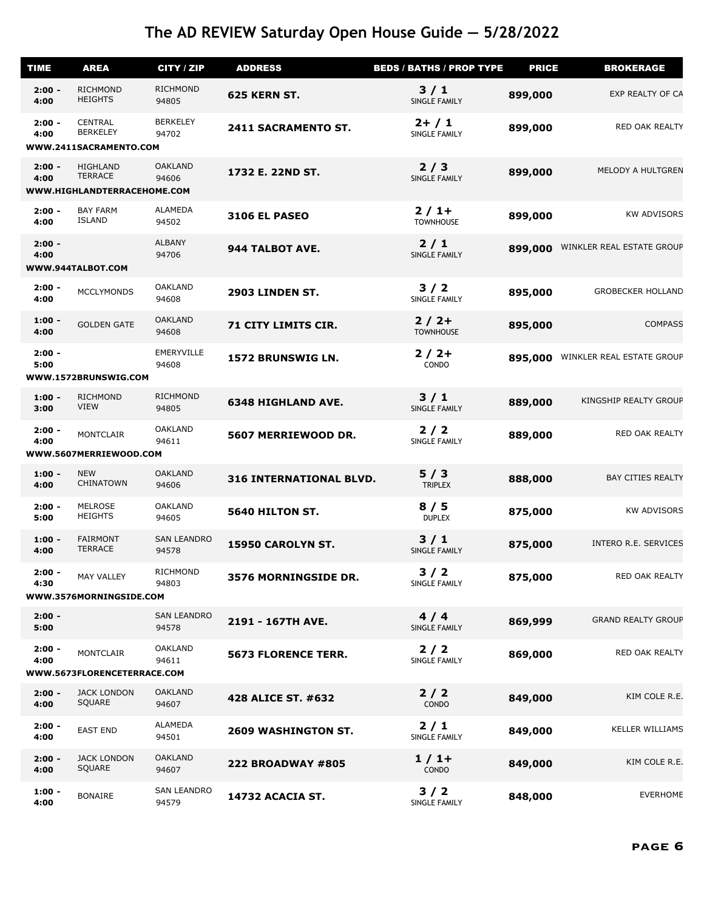# The AD REVIEW Saturday Open House Guide — 5/28/2022

| TIME | AREA | CITY / ZIP | ADDRESS | BEDS / BATHS / PROP TYPE | PRICE | BROKERAGE |
|---|---|---|---|---|---|---|
| 2:00 - 4:00 | RICHMOND HEIGHTS | RICHMOND 94805 | **625 KERN ST.** | 3 / 1 SINGLE FAMILY | 899,000 | EXP REALTY OF CA |
| 2:00 - 4:00 | CENTRAL BERKELEY | BERKELEY 94702 | **2411 SACRAMENTO ST.** | 2+ / 1 SINGLE FAMILY | 899,000 | RED OAK REALTY |
| WWW.2411SACRAMENTO.COM | | | | | | |
| 2:00 - 4:00 | HIGHLAND TERRACE | OAKLAND 94606 | **1732 E. 22ND ST.** | 2 / 3 SINGLE FAMILY | 899,000 | MELODY A HULTGREN |
| WWW.HIGHLANDTERRACEHOME.COM | | | | | | |
| 2:00 - 4:00 | BAY FARM ISLAND | ALAMEDA 94502 | **3106 EL PASEO** | 2 / 1+ TOWNHOUSE | 899,000 | KW ADVISORS |
| 2:00 - 4:00 | | ALBANY 94706 | **944 TALBOT AVE.** | 2 / 1 SINGLE FAMILY | 899,000 | WINKLER REAL ESTATE GROUP |
| WWW.944TALBOT.COM | | | | | | |
| 2:00 - 4:00 | MCCLYMONDS | OAKLAND 94608 | **2903 LINDEN ST.** | 3 / 2 SINGLE FAMILY | 895,000 | GROBECKER HOLLAND |
| 1:00 - 4:00 | GOLDEN GATE | OAKLAND 94608 | **71 CITY LIMITS CIR.** | 2 / 2+ TOWNHOUSE | 895,000 | COMPASS |
| 2:00 - 5:00 | | EMERYVILLE 94608 | **1572 BRUNSWIG LN.** | 2 / 2+ CONDO | 895,000 | WINKLER REAL ESTATE GROUP |
| WWW.1572BRUNSWIG.COM | | | | | | |
| 1:00 - 3:00 | RICHMOND VIEW | RICHMOND 94805 | **6348 HIGHLAND AVE.** | 3 / 1 SINGLE FAMILY | 889,000 | KINGSHIP REALTY GROUP |
| 2:00 - 4:00 | MONTCLAIR | OAKLAND 94611 | **5607 MERRIEWOOD DR.** | 2 / 2 SINGLE FAMILY | 889,000 | RED OAK REALTY |
| WWW.5607MERRIEWOOD.COM | | | | | | |
| 1:00 - 4:00 | NEW CHINATOWN | OAKLAND 94606 | **316 INTERNATIONAL BLVD.** | 5 / 3 TRIPLEX | 888,000 | BAY CITIES REALTY |
| 2:00 - 5:00 | MELROSE HEIGHTS | OAKLAND 94605 | **5640 HILTON ST.** | 8 / 5 DUPLEX | 875,000 | KW ADVISORS |
| 1:00 - 4:00 | FAIRMONT TERRACE | SAN LEANDRO 94578 | **15950 CAROLYN ST.** | 3 / 1 SINGLE FAMILY | 875,000 | INTERO R.E. SERVICES |
| 2:00 - 4:30 | MAY VALLEY | RICHMOND 94803 | **3576 MORNINGSIDE DR.** | 3 / 2 SINGLE FAMILY | 875,000 | RED OAK REALTY |
| WWW.3576MORNINGSIDE.COM | | | | | | |
| 2:00 - 5:00 | | SAN LEANDRO 94578 | **2191 - 167TH AVE.** | 4 / 4 SINGLE FAMILY | 869,999 | GRAND REALTY GROUP |
| 2:00 - 4:00 | MONTCLAIR | OAKLAND 94611 | **5673 FLORENCE TERR.** | 2 / 2 SINGLE FAMILY | 869,000 | RED OAK REALTY |
| WWW.5673FLORENCETERRACE.COM | | | | | | |
| 2:00 - 4:00 | JACK LONDON SQUARE | OAKLAND 94607 | **428 ALICE ST. #632** | 2 / 2 CONDO | 849,000 | KIM COLE R.E. |
| 2:00 - 4:00 | EAST END | ALAMEDA 94501 | **2609 WASHINGTON ST.** | 2 / 1 SINGLE FAMILY | 849,000 | KELLER WILLIAMS |
| 2:00 - 4:00 | JACK LONDON SQUARE | OAKLAND 94607 | **222 BROADWAY #805** | 1 / 1+ CONDO | 849,000 | KIM COLE R.E. |
| 1:00 - 4:00 | BONAIRE | SAN LEANDRO 94579 | **14732 ACACIA ST.** | 3 / 2 SINGLE FAMILY | 848,000 | EVERHOME |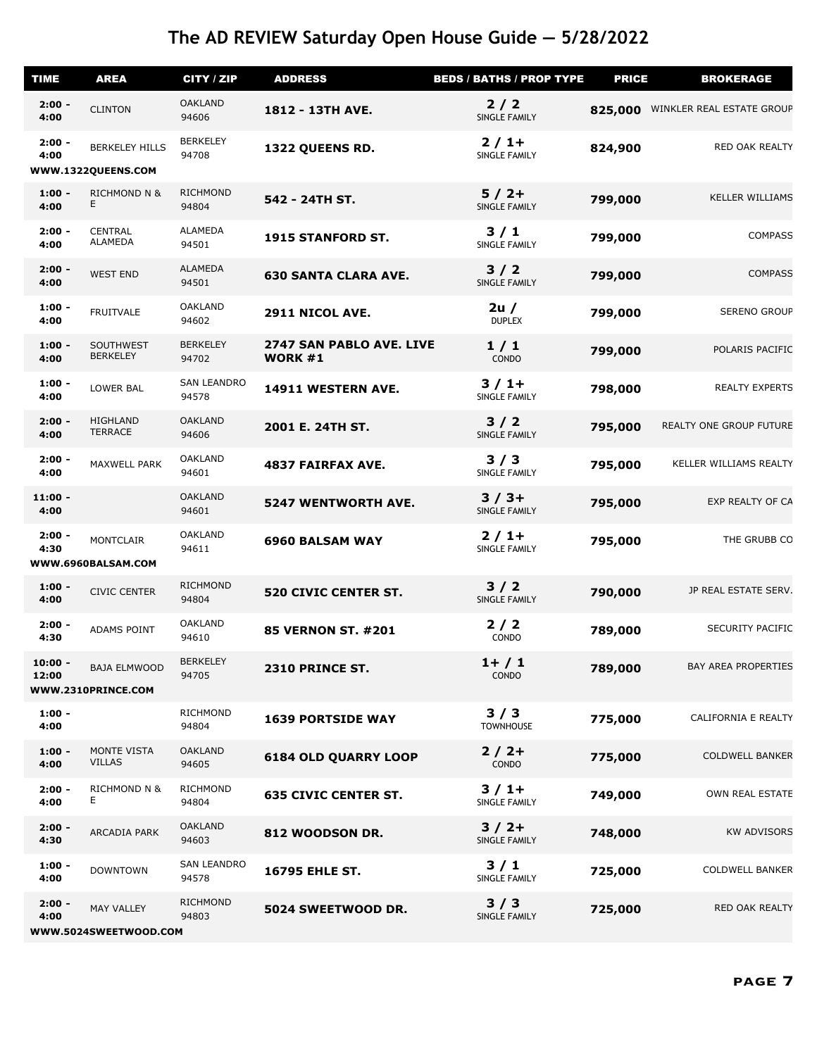# The AD REVIEW Saturday Open House Guide — 5/28/2022

| TIME | AREA | CITY / ZIP | ADDRESS | BEDS / BATHS / PROP TYPE | PRICE | BROKERAGE |
|---|---|---|---|---|---|---|
| 2:00 - 4:00 | CLINTON | OAKLAND 94606 | **1812 - 13TH AVE.** | 2 / 2 SINGLE FAMILY | 825,000 | WINKLER REAL ESTATE GROUP |
| 2:00 - 4:00 | BERKELEY HILLS | BERKELEY 94708 | **1322 QUEENS RD.** | 2 / 1+ SINGLE FAMILY | 824,900 | RED OAK REALTY |
| WWW.1322QUEENS.COM | | | | | | |
| 1:00 - 4:00 | RICHMOND N & E | RICHMOND 94804 | **542 - 24TH ST.** | 5 / 2+ SINGLE FAMILY | 799,000 | KELLER WILLIAMS |
| 2:00 - 4:00 | CENTRAL ALAMEDA | ALAMEDA 94501 | **1915 STANFORD ST.** | 3 / 1 SINGLE FAMILY | 799,000 | COMPASS |
| 2:00 - 4:00 | WEST END | ALAMEDA 94501 | **630 SANTA CLARA AVE.** | 3 / 2 SINGLE FAMILY | 799,000 | COMPASS |
| 1:00 - 4:00 | FRUITVALE | OAKLAND 94602 | **2911 NICOL AVE.** | 2u / DUPLEX | 799,000 | SERENO GROUP |
| 1:00 - 4:00 | SOUTHWEST BERKELEY | BERKELEY 94702 | **2747 SAN PABLO AVE. LIVE WORK #1** | 1 / 1 CONDO | 799,000 | POLARIS PACIFIC |
| 1:00 - 4:00 | LOWER BAL | SAN LEANDRO 94578 | **14911 WESTERN AVE.** | 3 / 1+ SINGLE FAMILY | 798,000 | REALTY EXPERTS |
| 2:00 - 4:00 | HIGHLAND TERRACE | OAKLAND 94606 | **2001 E. 24TH ST.** | 3 / 2 SINGLE FAMILY | 795,000 | REALTY ONE GROUP FUTURE |
| 2:00 - 4:00 | MAXWELL PARK | OAKLAND 94601 | **4837 FAIRFAX AVE.** | 3 / 3 SINGLE FAMILY | 795,000 | KELLER WILLIAMS REALTY |
| 11:00 - 4:00 | | OAKLAND 94601 | **5247 WENTWORTH AVE.** | 3 / 3+ SINGLE FAMILY | 795,000 | EXP REALTY OF CA |
| 2:00 - 4:30 | MONTCLAIR | OAKLAND 94611 | **6960 BALSAM WAY** | 2 / 1+ SINGLE FAMILY | 795,000 | THE GRUBB CO |
| WWW.6960BALSAM.COM | | | | | | |
| 1:00 - 4:00 | CIVIC CENTER | RICHMOND 94804 | **520 CIVIC CENTER ST.** | 3 / 2 SINGLE FAMILY | 790,000 | JP REAL ESTATE SERV. |
| 2:00 - 4:30 | ADAMS POINT | OAKLAND 94610 | **85 VERNON ST. #201** | 2 / 2 CONDO | 789,000 | SECURITY PACIFIC |
| 10:00 - 12:00 | BAJA ELMWOOD | BERKELEY 94705 | **2310 PRINCE ST.** | 1+ / 1 CONDO | 789,000 | BAY AREA PROPERTIES |
| WWW.2310PRINCE.COM | | | | | | |
| 1:00 - 4:00 | | RICHMOND 94804 | **1639 PORTSIDE WAY** | 3 / 3 TOWNHOUSE | 775,000 | CALIFORNIA E REALTY |
| 1:00 - 4:00 | MONTE VISTA VILLAS | OAKLAND 94605 | **6184 OLD QUARRY LOOP** | 2 / 2+ CONDO | 775,000 | COLDWELL BANKER |
| 2:00 - 4:00 | RICHMOND N & E | RICHMOND 94804 | **635 CIVIC CENTER ST.** | 3 / 1+ SINGLE FAMILY | 749,000 | OWN REAL ESTATE |
| 2:00 - 4:30 | ARCADIA PARK | OAKLAND 94603 | **812 WOODSON DR.** | 3 / 2+ SINGLE FAMILY | 748,000 | KW ADVISORS |
| 1:00 - 4:00 | DOWNTOWN | SAN LEANDRO 94578 | **16795 EHLE ST.** | 3 / 1 SINGLE FAMILY | 725,000 | COLDWELL BANKER |
| 2:00 - 4:00 | MAY VALLEY | RICHMOND 94803 | **5024 SWEETWOOD DR.** | 3 / 3 SINGLE FAMILY | 725,000 | RED OAK REALTY |
| WWW.5024SWEETWOOD.COM | | | | | | |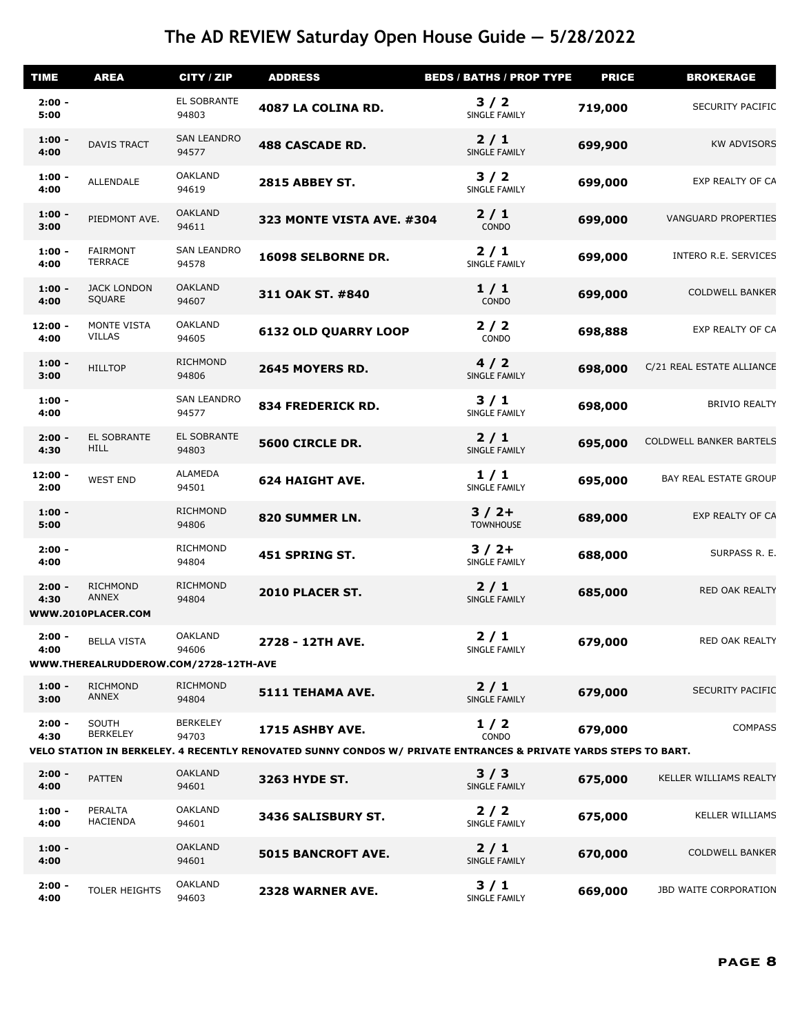# The AD REVIEW Saturday Open House Guide — 5/28/2022

| TIME | AREA | CITY / ZIP | ADDRESS | BEDS / BATHS / PROP TYPE | PRICE | BROKERAGE |
|---|---|---|---|---|---|---|
| 2:00 - 5:00 | | EL SOBRANTE 94803 | **4087 LA COLINA RD.** | **3 / 2** SINGLE FAMILY | **719,000** | SECURITY PACIFIC |
| 1:00 - 4:00 | DAVIS TRACT | SAN LEANDRO 94577 | **488 CASCADE RD.** | **2 / 1** SINGLE FAMILY | **699,900** | KW ADVISORS |
| 1:00 - 4:00 | ALLENDALE | OAKLAND 94619 | **2815 ABBEY ST.** | **3 / 2** SINGLE FAMILY | **699,000** | EXP REALTY OF CA |
| 1:00 - 3:00 | PIEDMONT AVE. | OAKLAND 94611 | **323 MONTE VISTA AVE. #304** | **2 / 1** CONDO | **699,000** | VANGUARD PROPERTIES |
| 1:00 - 4:00 | FAIRMONT TERRACE | SAN LEANDRO 94578 | **16098 SELBORNE DR.** | **2 / 1** SINGLE FAMILY | **699,000** | INTERO R.E. SERVICES |
| 1:00 - 4:00 | JACK LONDON SQUARE | OAKLAND 94607 | **311 OAK ST. #840** | **1 / 1** CONDO | **699,000** | COLDWELL BANKER |
| 12:00 - 4:00 | MONTE VISTA VILLAS | OAKLAND 94605 | **6132 OLD QUARRY LOOP** | **2 / 2** CONDO | **698,888** | EXP REALTY OF CA |
| 1:00 - 3:00 | HILLTOP | RICHMOND 94806 | **2645 MOYERS RD.** | **4 / 2** SINGLE FAMILY | **698,000** | C/21 REAL ESTATE ALLIANCE |
| 1:00 - 4:00 | | SAN LEANDRO 94577 | **834 FREDERICK RD.** | **3 / 1** SINGLE FAMILY | **698,000** | BRIVIO REALTY |
| 2:00 - 4:30 | EL SOBRANTE HILL | EL SOBRANTE 94803 | **5600 CIRCLE DR.** | **2 / 1** SINGLE FAMILY | **695,000** | COLDWELL BANKER BARTELS |
| 12:00 - 2:00 | WEST END | ALAMEDA 94501 | **624 HAIGHT AVE.** | **1 / 1** SINGLE FAMILY | **695,000** | BAY REAL ESTATE GROUP |
| 1:00 - 5:00 | | RICHMOND 94806 | **820 SUMMER LN.** | **3 / 2+** TOWNHOUSE | **689,000** | EXP REALTY OF CA |
| 2:00 - 4:00 | | RICHMOND 94804 | **451 SPRING ST.** | **3 / 2+** SINGLE FAMILY | **688,000** | SURPASS R. E. |
| 2:00 - 4:30 | RICHMOND ANNEX | RICHMOND 94804 | **2010 PLACER ST.** | **2 / 1** SINGLE FAMILY | **685,000** | RED OAK REALTY |
| WWW.2010PLACER.COM | | | | | | |
| 2:00 - 4:00 | BELLA VISTA | OAKLAND 94606 | **2728 - 12TH AVE.** | **2 / 1** SINGLE FAMILY | **679,000** | RED OAK REALTY |
| WWW.THEREALRUDDEROW.COM/2728-12TH-AVE | | | | | | |
| 1:00 - 3:00 | RICHMOND ANNEX | RICHMOND 94804 | **5111 TEHAMA AVE.** | **2 / 1** SINGLE FAMILY | **679,000** | SECURITY PACIFIC |
| 2:00 - 4:30 | SOUTH BERKELEY | BERKELEY 94703 | **1715 ASHBY AVE.** | **1 / 2** CONDO | **679,000** | COMPASS |
| VELO STATION IN BERKELEY. 4 RECENTLY RENOVATED SUNNY CONDOS W/ PRIVATE ENTRANCES & PRIVATE YARDS STEPS TO BART. | | | | | | |
| 2:00 - 4:00 | PATTEN | OAKLAND 94601 | **3263 HYDE ST.** | **3 / 3** SINGLE FAMILY | **675,000** | KELLER WILLIAMS REALTY |
| 1:00 - 4:00 | PERALTA HACIENDA | OAKLAND 94601 | **3436 SALISBURY ST.** | **2 / 2** SINGLE FAMILY | **675,000** | KELLER WILLIAMS |
| 1:00 - 4:00 | | OAKLAND 94601 | **5015 BANCROFT AVE.** | **2 / 1** SINGLE FAMILY | **670,000** | COLDWELL BANKER |
| 2:00 - 4:00 | TOLER HEIGHTS | OAKLAND 94603 | **2328 WARNER AVE.** | **3 / 1** SINGLE FAMILY | **669,000** | JBD WAITE CORPORATION |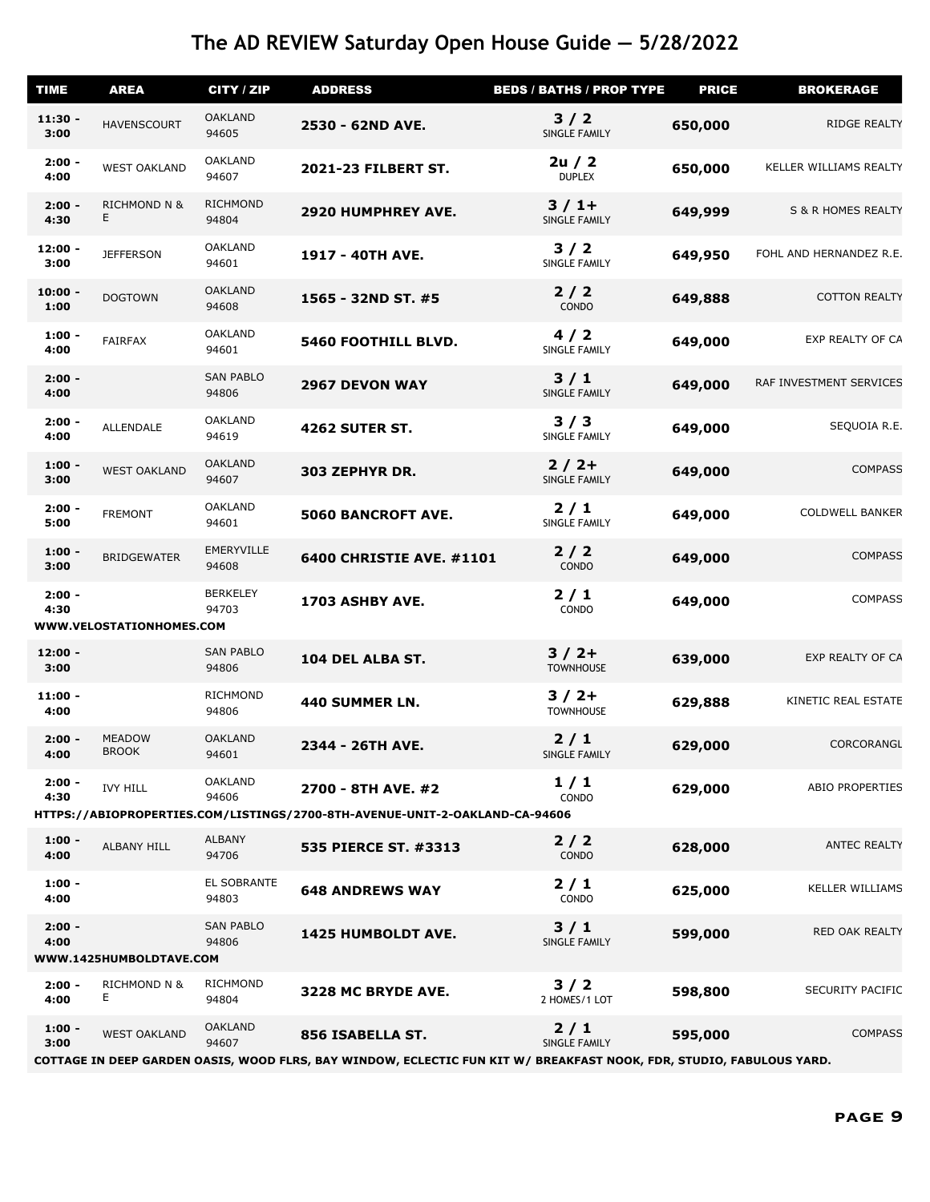# The AD REVIEW Saturday Open House Guide — 5/28/2022

| TIME | AREA | CITY / ZIP | ADDRESS | BEDS / BATHS / PROP TYPE | PRICE | BROKERAGE |
|---|---|---|---|---|---|---|
| 11:30 - 3:00 | HAVENSCOURT | OAKLAND 94605 | **2530 - 62ND AVE.** | **3 / 2** SINGLE FAMILY | **650,000** | RIDGE REALTY |
| 2:00 - 4:00 | WEST OAKLAND | OAKLAND 94607 | **2021-23 FILBERT ST.** | **2u / 2** DUPLEX | **650,000** | KELLER WILLIAMS REALTY |
| 2:00 - 4:30 | RICHMOND N & E | RICHMOND 94804 | **2920 HUMPHREY AVE.** | **3 / 1+** SINGLE FAMILY | **649,999** | S & R HOMES REALTY |
| 12:00 - 3:00 | JEFFERSON | OAKLAND 94601 | **1917 - 40TH AVE.** | **3 / 2** SINGLE FAMILY | **649,950** | FOHL AND HERNANDEZ R.E. |
| 10:00 - 1:00 | DOGTOWN | OAKLAND 94608 | **1565 - 32ND ST. #5** | **2 / 2** CONDO | **649,888** | COTTON REALTY |
| 1:00 - 4:00 | FAIRFAX | OAKLAND 94601 | **5460 FOOTHILL BLVD.** | **4 / 2** SINGLE FAMILY | **649,000** | EXP REALTY OF CA |
| 2:00 - 4:00 | | SAN PABLO 94806 | **2967 DEVON WAY** | **3 / 1** SINGLE FAMILY | **649,000** | RAF INVESTMENT SERVICES |
| 2:00 - 4:00 | ALLENDALE | OAKLAND 94619 | **4262 SUTER ST.** | **3 / 3** SINGLE FAMILY | **649,000** | SEQUOIA R.E. |
| 1:00 - 3:00 | WEST OAKLAND | OAKLAND 94607 | **303 ZEPHYR DR.** | **2 / 2+** SINGLE FAMILY | **649,000** | COMPASS |
| 2:00 - 5:00 | FREMONT | OAKLAND 94601 | **5060 BANCROFT AVE.** | **2 / 1** SINGLE FAMILY | **649,000** | COLDWELL BANKER |
| 1:00 - 3:00 | BRIDGEWATER | EMERYVILLE 94608 | **6400 CHRISTIE AVE. #1101** | **2 / 2** CONDO | **649,000** | COMPASS |
| 2:00 - 4:30 | | BERKELEY 94703 | **1703 ASHBY AVE.** | **2 / 1** CONDO | **649,000** | COMPASS |
| **WWW.VELOSTATIONHOMES.COM** | | | | | | |
| 12:00 - 3:00 | | SAN PABLO 94806 | **104 DEL ALBA ST.** | **3 / 2+** TOWNHOUSE | **639,000** | EXP REALTY OF CA |
| 11:00 - 4:00 | | RICHMOND 94806 | **440 SUMMER LN.** | **3 / 2+** TOWNHOUSE | **629,888** | KINETIC REAL ESTATE |
| 2:00 - 4:00 | MEADOW BROOK | OAKLAND 94601 | **2344 - 26TH AVE.** | **2 / 1** SINGLE FAMILY | **629,000** | CORCORANGL |
| 2:00 - 4:30 | IVY HILL | OAKLAND 94606 | **2700 - 8TH AVE. #2** | **1 / 1** CONDO | **629,000** | ABIO PROPERTIES |
| **HTTPS://ABIOPROPERTIES.COM/LISTINGS/2700-8TH-AVENUE-UNIT-2-OAKLAND-CA-94606** | | | | | | |
| 1:00 - 4:00 | ALBANY HILL | ALBANY 94706 | **535 PIERCE ST. #3313** | **2 / 2** CONDO | **628,000** | ANTEC REALTY |
| 1:00 - 4:00 | | EL SOBRANTE 94803 | **648 ANDREWS WAY** | **2 / 1** CONDO | **625,000** | KELLER WILLIAMS |
| 2:00 - 4:00 | | SAN PABLO 94806 | **1425 HUMBOLDT AVE.** | **3 / 1** SINGLE FAMILY | **599,000** | RED OAK REALTY |
| **WWW.1425HUMBOLDTAVE.COM** | | | | | | |
| 2:00 - 4:00 | RICHMOND N & E | RICHMOND 94804 | **3228 MC BRYDE AVE.** | **3 / 2** 2 HOMES/1 LOT | **598,800** | SECURITY PACIFIC |
| 1:00 - 3:00 | WEST OAKLAND | OAKLAND 94607 | **856 ISABELLA ST.** | **2 / 1** SINGLE FAMILY | **595,000** | COMPASS |
| **COTTAGE IN DEEP GARDEN OASIS, WOOD FLRS, BAY WINDOW, ECLECTIC FUN KIT W/ BREAKFAST NOOK, FDR, STUDIO, FABULOUS YARD.** | | | | | | |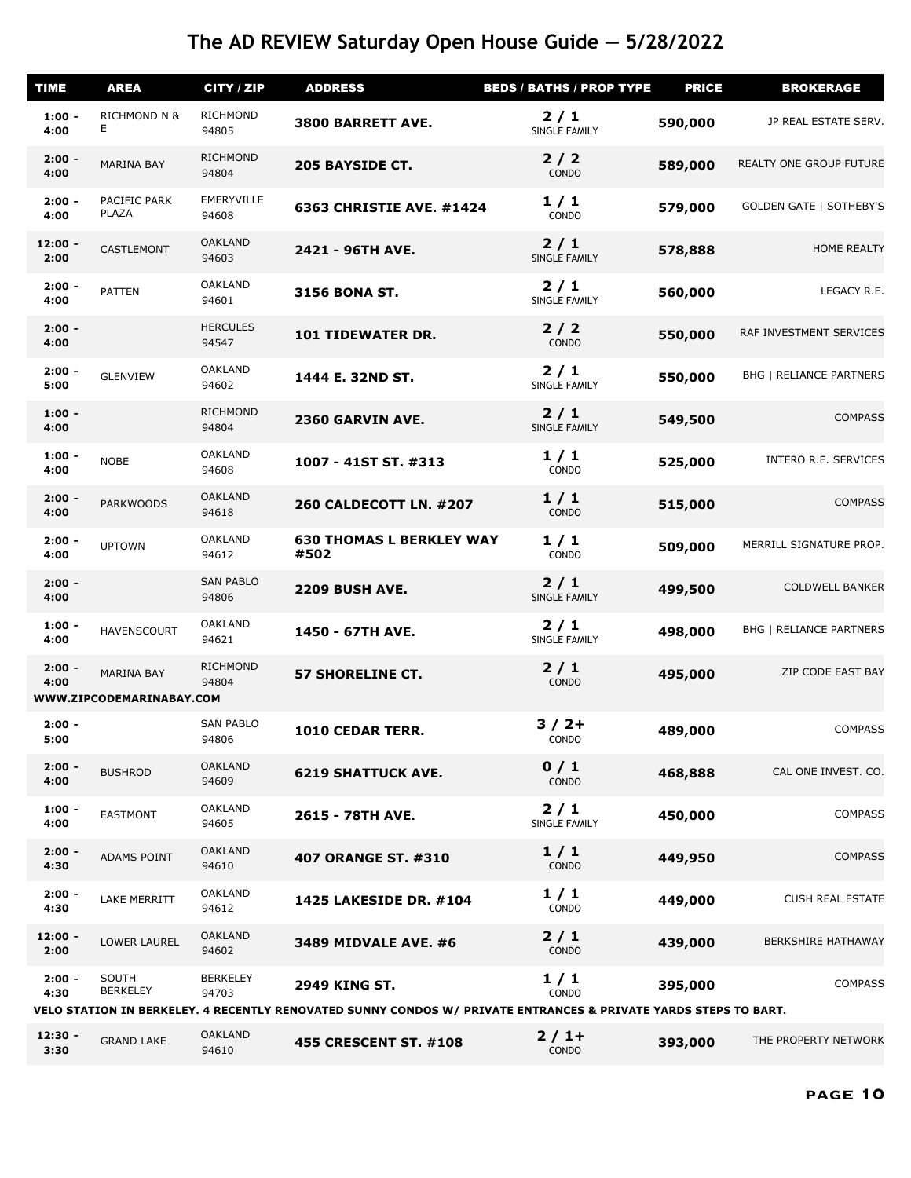# The AD REVIEW Saturday Open House Guide — 5/28/2022

| TIME | AREA | CITY / ZIP | ADDRESS | BEDS / BATHS / PROP TYPE | PRICE | BROKERAGE |
|---|---|---|---|---|---|---|
| 1:00 - 4:00 | RICHMOND N & E | RICHMOND 94805 | **3800 BARRETT AVE.** | 2 / 1 SINGLE FAMILY | **590,000** | JP REAL ESTATE SERV. |
| 2:00 - 4:00 | MARINA BAY | RICHMOND 94804 | **205 BAYSIDE CT.** | 2 / 2 CONDO | **589,000** | REALTY ONE GROUP FUTURE |
| 2:00 - 4:00 | PACIFIC PARK PLAZA | EMERYVILLE 94608 | **6363 CHRISTIE AVE. #1424** | 1 / 1 CONDO | **579,000** | GOLDEN GATE \| SOTHEBY'S |
| 12:00 - 2:00 | CASTLEMONT | OAKLAND 94603 | **2421 - 96TH AVE.** | 2 / 1 SINGLE FAMILY | **578,888** | HOME REALTY |
| 2:00 - 4:00 | PATTEN | OAKLAND 94601 | **3156 BONA ST.** | 2 / 1 SINGLE FAMILY | **560,000** | LEGACY R.E. |
| 2:00 - 4:00 | | HERCULES 94547 | **101 TIDEWATER DR.** | 2 / 2 CONDO | **550,000** | RAF INVESTMENT SERVICES |
| 2:00 - 5:00 | GLENVIEW | OAKLAND 94602 | **1444 E. 32ND ST.** | 2 / 1 SINGLE FAMILY | **550,000** | BHG \| RELIANCE PARTNERS |
| 1:00 - 4:00 | | RICHMOND 94804 | **2360 GARVIN AVE.** | 2 / 1 SINGLE FAMILY | **549,500** | COMPASS |
| 1:00 - 4:00 | NOBE | OAKLAND 94608 | **1007 - 41ST ST. #313** | 1 / 1 CONDO | **525,000** | INTERO R.E. SERVICES |
| 2:00 - 4:00 | PARKWOODS | OAKLAND 94618 | **260 CALDECOTT LN. #207** | 1 / 1 CONDO | **515,000** | COMPASS |
| 2:00 - 4:00 | UPTOWN | OAKLAND 94612 | **630 THOMAS L BERKLEY WAY #502** | 1 / 1 CONDO | **509,000** | MERRILL SIGNATURE PROP. |
| 2:00 - 4:00 | | SAN PABLO 94806 | **2209 BUSH AVE.** | 2 / 1 SINGLE FAMILY | **499,500** | COLDWELL BANKER |
| 1:00 - 4:00 | HAVENSCOURT | OAKLAND 94621 | **1450 - 67TH AVE.** | 2 / 1 SINGLE FAMILY | **498,000** | BHG \| RELIANCE PARTNERS |
| 2:00 - 4:00 | MARINA BAY | RICHMOND 94804 | **57 SHORELINE CT.** | 2 / 1 CONDO | **495,000** | ZIP CODE EAST BAY |
| WWW.ZIPCODEMARINABAY.COM | | | | | | |
| 2:00 - 5:00 | | SAN PABLO 94806 | **1010 CEDAR TERR.** | 3 / 2+ CONDO | **489,000** | COMPASS |
| 2:00 - 4:00 | BUSHROD | OAKLAND 94609 | **6219 SHATTUCK AVE.** | 0 / 1 CONDO | **468,888** | CAL ONE INVEST. CO. |
| 1:00 - 4:00 | EASTMONT | OAKLAND 94605 | **2615 - 78TH AVE.** | 2 / 1 SINGLE FAMILY | **450,000** | COMPASS |
| 2:00 - 4:30 | ADAMS POINT | OAKLAND 94610 | **407 ORANGE ST. #310** | 1 / 1 CONDO | **449,950** | COMPASS |
| 2:00 - 4:30 | LAKE MERRITT | OAKLAND 94612 | **1425 LAKESIDE DR. #104** | 1 / 1 CONDO | **449,000** | CUSH REAL ESTATE |
| 12:00 - 2:00 | LOWER LAUREL | OAKLAND 94602 | **3489 MIDVALE AVE. #6** | 2 / 1 CONDO | **439,000** | BERKSHIRE HATHAWAY |
| 2:00 - 4:30 | SOUTH BERKELEY | BERKELEY 94703 | **2949 KING ST.** | 1 / 1 CONDO | **395,000** | COMPASS |
| VELO STATION IN BERKELEY. 4 RECENTLY RENOVATED SUNNY CONDOS W/ PRIVATE ENTRANCES & PRIVATE YARDS STEPS TO BART. | | | | | | |
| 12:30 - 3:30 | GRAND LAKE | OAKLAND 94610 | **455 CRESCENT ST. #108** | 2 / 1+ CONDO | **393,000** | THE PROPERTY NETWORK |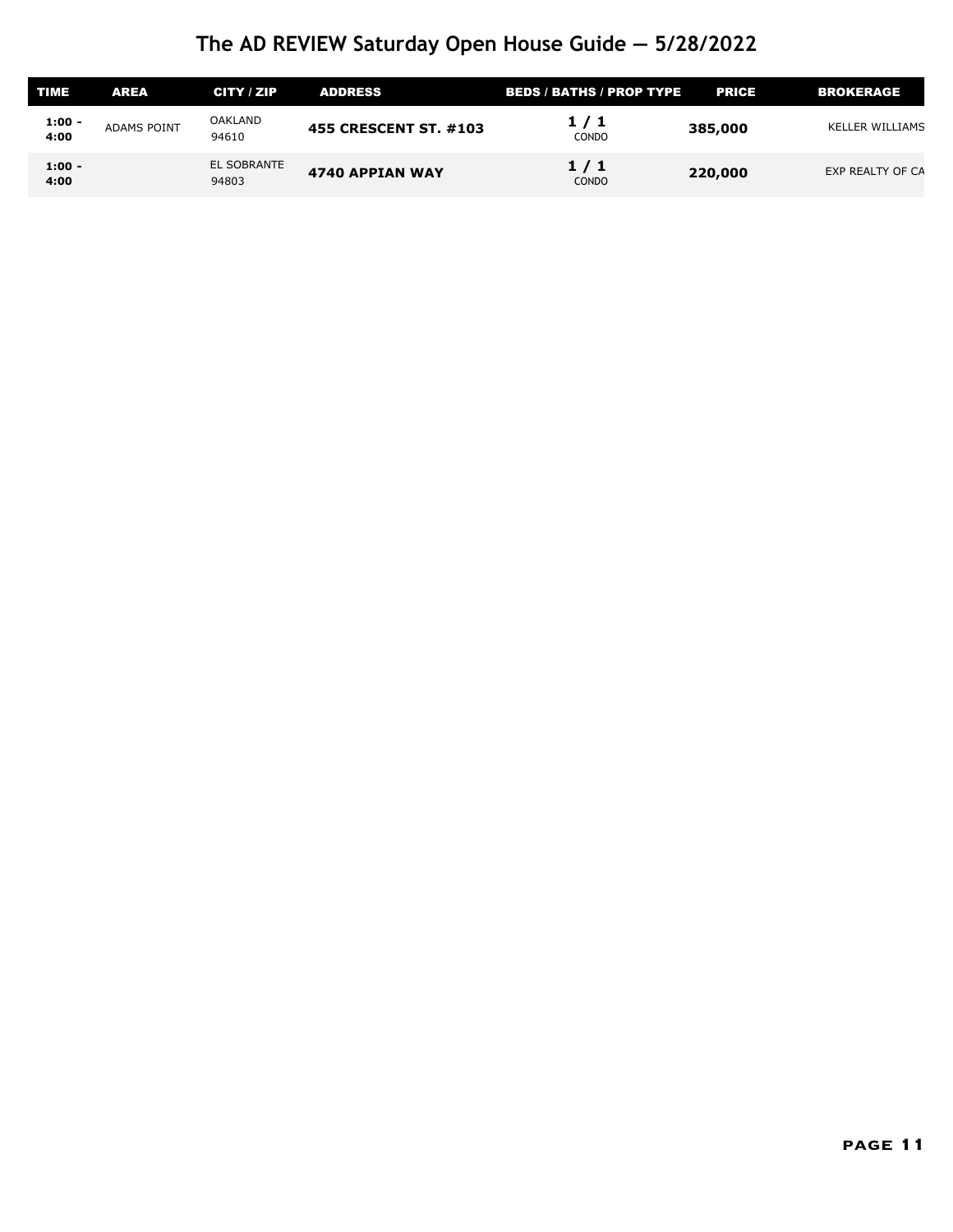# The AD REVIEW Saturday Open House Guide — 5/28/2022

| TIME | AREA | CITY / ZIP | ADDRESS | BEDS / BATHS / PROP TYPE | PRICE | BROKERAGE |
|---|---|---|---|---|---|---|
| **1:00 - 4:00** | ADAMS POINT | OAKLAND 94610 | **455 CRESCENT ST. #103** | **1 / 1** CONDO | **385,000** | KELLER WILLIAMS |
| **1:00 - 4:00** | | EL SOBRANTE 94803 | **4740 APPIAN WAY** | **1 / 1** CONDO | **220,000** | EXP REALTY OF CA |